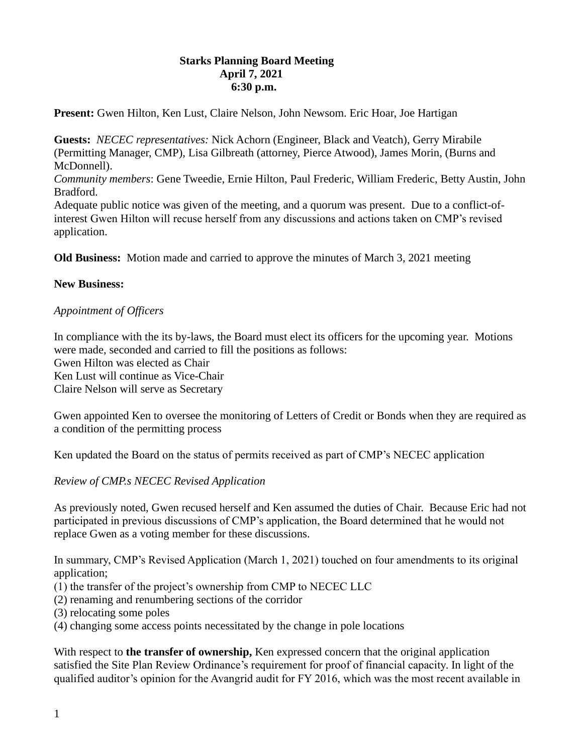**Starks Planning Board Meeting**
**April 7, 2021**
**6:30 p.m.**

**Present:** Gwen Hilton, Ken Lust, Claire Nelson, John Newsom. Eric Hoar, Joe Hartigan

**Guests:** *NECEC representatives:* Nick Achorn (Engineer, Black and Veatch), Gerry Mirabile (Permitting Manager, CMP), Lisa Gilbreath (attorney, Pierce Atwood), James Morin, (Burns and McDonnell).
*Community members*: Gene Tweedie, Ernie Hilton, Paul Frederic, William Frederic, Betty Austin, John Bradford.
Adequate public notice was given of the meeting, and a quorum was present. Due to a conflict-of-interest Gwen Hilton will recuse herself from any discussions and actions taken on CMP's revised application.

**Old Business:** Motion made and carried to approve the minutes of March 3, 2021 meeting

**New Business:**

*Appointment of Officers*

In compliance with the its by-laws, the Board must elect its officers for the upcoming year. Motions were made, seconded and carried to fill the positions as follows:
Gwen Hilton was elected as Chair
Ken Lust will continue as Vice-Chair
Claire Nelson will serve as Secretary

Gwen appointed Ken to oversee the monitoring of Letters of Credit or Bonds when they are required as a condition of the permitting process

Ken updated the Board on the status of permits received as part of CMP's NECEC application

*Review of CMP.s NECEC Revised Application*

As previously noted, Gwen recused herself and Ken assumed the duties of Chair. Because Eric had not participated in previous discussions of CMP's application, the Board determined that he would not replace Gwen as a voting member for these discussions.

In summary, CMP's Revised Application (March 1, 2021) touched on four amendments to its original application;
(1) the transfer of the project's ownership from CMP to NECEC LLC
(2) renaming and renumbering sections of the corridor
(3) relocating some poles
(4) changing some access points necessitated by the change in pole locations

With respect to **the transfer of ownership,** Ken expressed concern that the original application satisfied the Site Plan Review Ordinance's requirement for proof of financial capacity. In light of the qualified auditor's opinion for the Avangrid audit for FY 2016, which was the most recent available in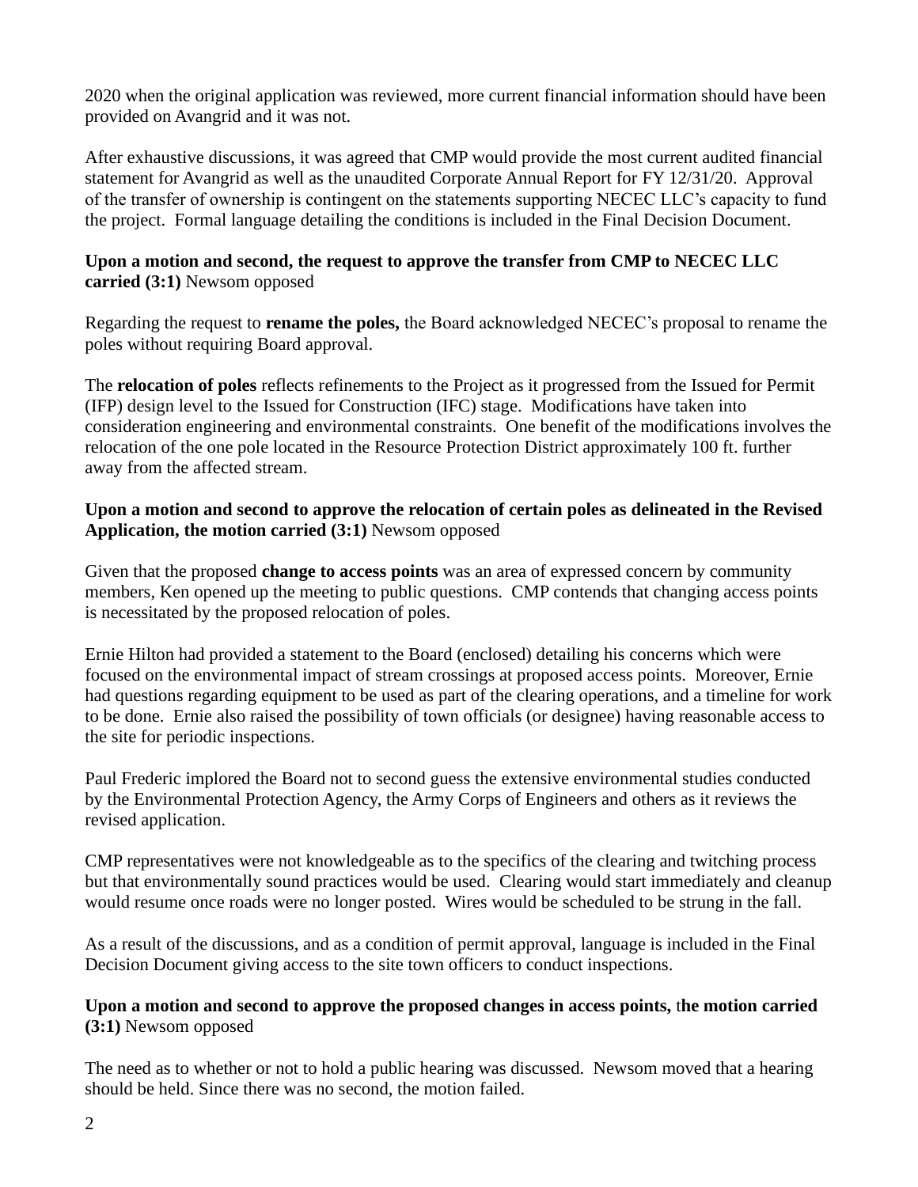2020 when the original application was reviewed, more current financial information should have been provided on Avangrid and it was not.

After exhaustive discussions, it was agreed that CMP would provide the most current audited financial statement for Avangrid as well as the unaudited Corporate Annual Report for FY 12/31/20. Approval of the transfer of ownership is contingent on the statements supporting NECEC LLC's capacity to fund the project. Formal language detailing the conditions is included in the Final Decision Document.

**Upon a motion and second, the request to approve the transfer from CMP to NECEC LLC carried (3:1)** Newsom opposed

Regarding the request to **rename the poles,** the Board acknowledged NECEC's proposal to rename the poles without requiring Board approval.

The **relocation of poles** reflects refinements to the Project as it progressed from the Issued for Permit (IFP) design level to the Issued for Construction (IFC) stage. Modifications have taken into consideration engineering and environmental constraints. One benefit of the modifications involves the relocation of the one pole located in the Resource Protection District approximately 100 ft. further away from the affected stream.

**Upon a motion and second to approve the relocation of certain poles as delineated in the Revised Application, the motion carried (3:1)** Newsom opposed

Given that the proposed **change to access points** was an area of expressed concern by community members, Ken opened up the meeting to public questions. CMP contends that changing access points is necessitated by the proposed relocation of poles.

Ernie Hilton had provided a statement to the Board (enclosed) detailing his concerns which were focused on the environmental impact of stream crossings at proposed access points. Moreover, Ernie had questions regarding equipment to be used as part of the clearing operations, and a timeline for work to be done. Ernie also raised the possibility of town officials (or designee) having reasonable access to the site for periodic inspections.

Paul Frederic implored the Board not to second guess the extensive environmental studies conducted by the Environmental Protection Agency, the Army Corps of Engineers and others as it reviews the revised application.

CMP representatives were not knowledgeable as to the specifics of the clearing and twitching process but that environmentally sound practices would be used. Clearing would start immediately and cleanup would resume once roads were no longer posted. Wires would be scheduled to be strung in the fall.

As a result of the discussions, and as a condition of permit approval, language is included in the Final Decision Document giving access to the site town officers to conduct inspections.

**Upon a motion and second to approve the proposed changes in access points, the motion carried (3:1)** Newsom opposed

The need as to whether or not to hold a public hearing was discussed. Newsom moved that a hearing should be held. Since there was no second, the motion failed.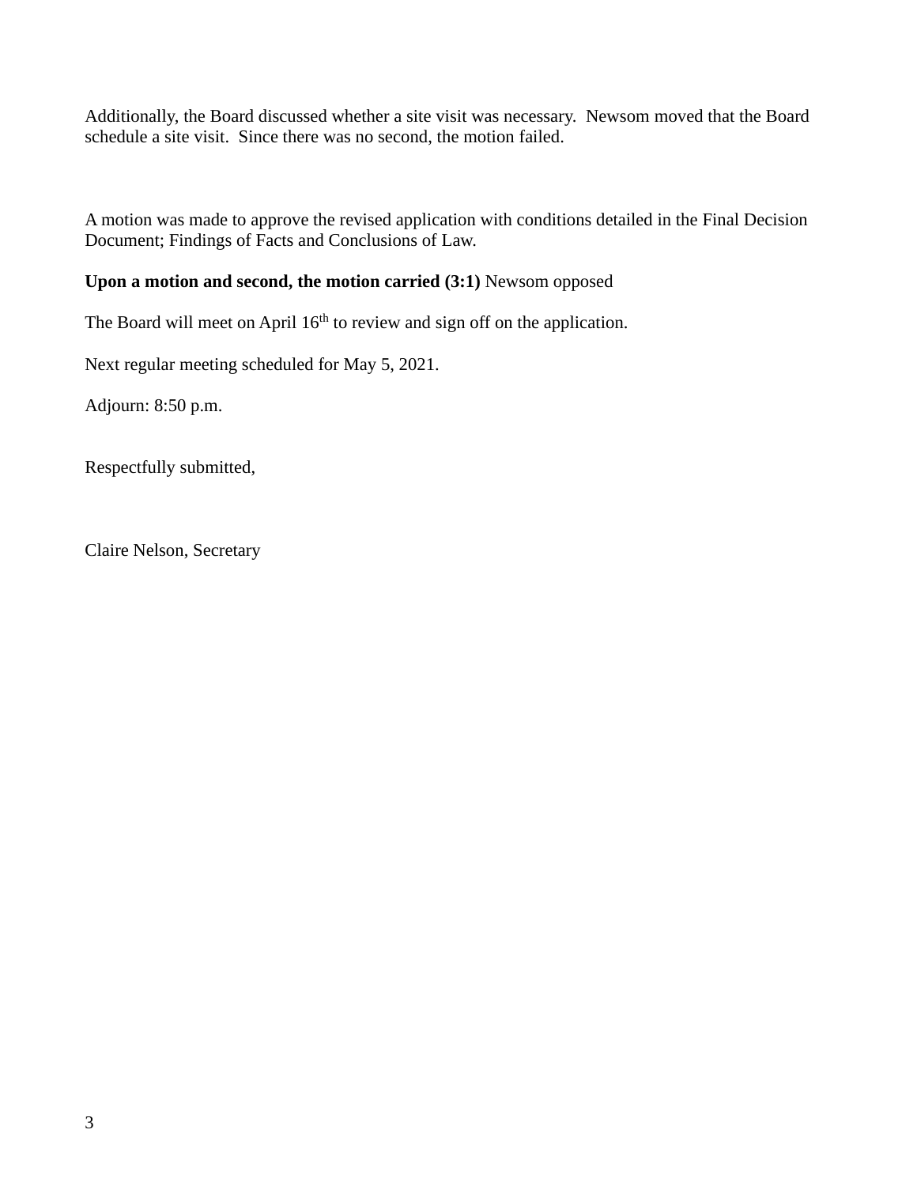Additionally, the Board discussed whether a site visit was necessary. Newsom moved that the Board schedule a site visit. Since there was no second, the motion failed.

A motion was made to approve the revised application with conditions detailed in the Final Decision Document; Findings of Facts and Conclusions of Law.

**Upon a motion and second, the motion carried (3:1)** Newsom opposed

The Board will meet on April 16th to review and sign off on the application.

Next regular meeting scheduled for May 5, 2021.

Adjourn: 8:50 p.m.

Respectfully submitted,

Claire Nelson, Secretary